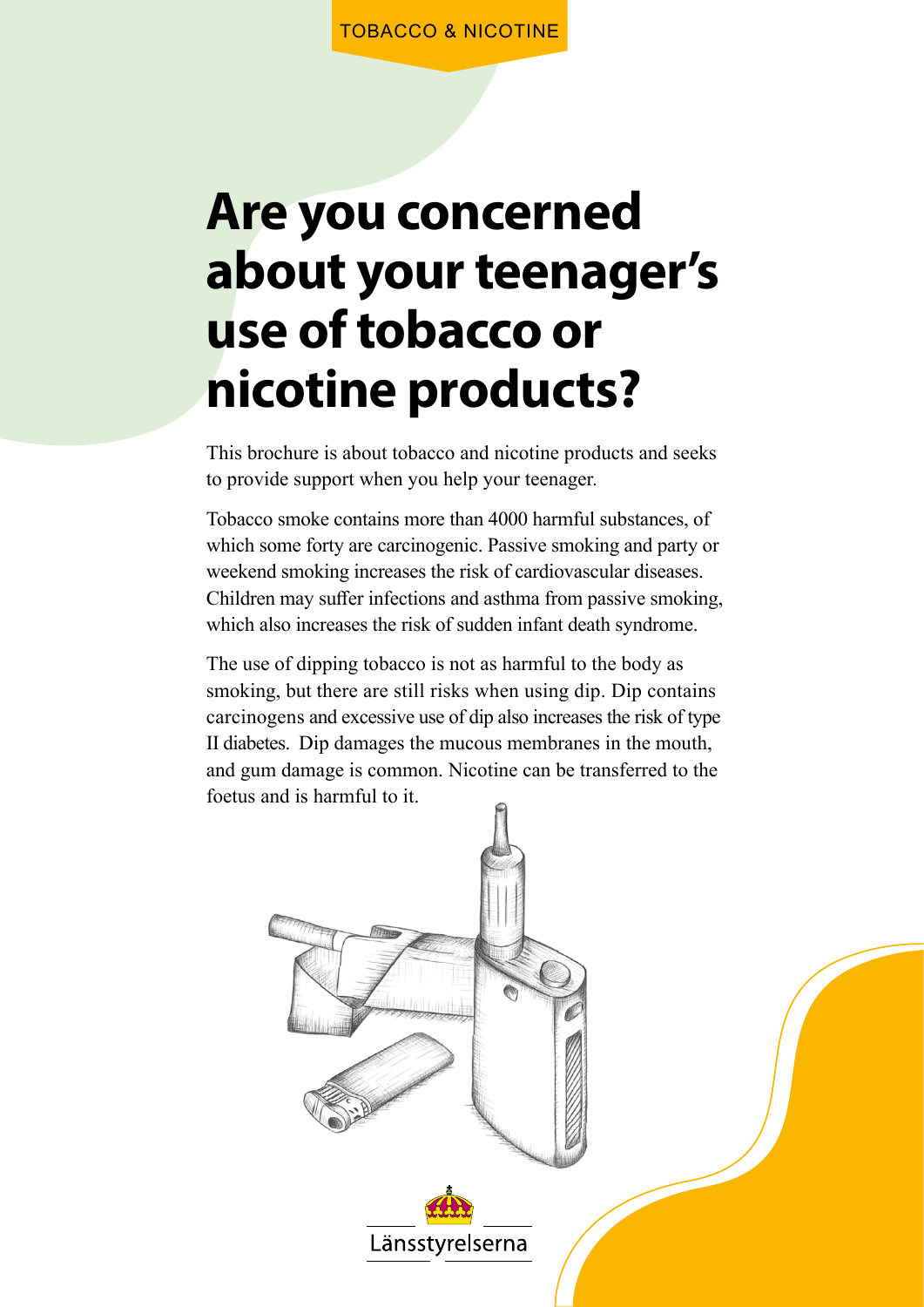TOBACCO & NICOTINE

# Are you concerned about your teenager's use of tobacco or nicotine products?

This brochure is about tobacco and nicotine products and seeks to provide support when you help your teenager.

Tobacco smoke contains more than 4000 harmful substances, of which some forty are carcinogenic. Passive smoking and party or weekend smoking increases the risk of cardiovascular diseases. Children may suffer infections and asthma from passive smoking, which also increases the risk of sudden infant death syndrome.

The use of dipping tobacco is not as harmful to the body as smoking, but there are still risks when using dip. Dip contains carcinogens and excessive use of dip also increases the risk of type II diabetes. Dip damages the mucous membranes in the mouth, and gum damage is common. Nicotine can be transferred to the foetus and is harmful to it.

Länsstyrelserna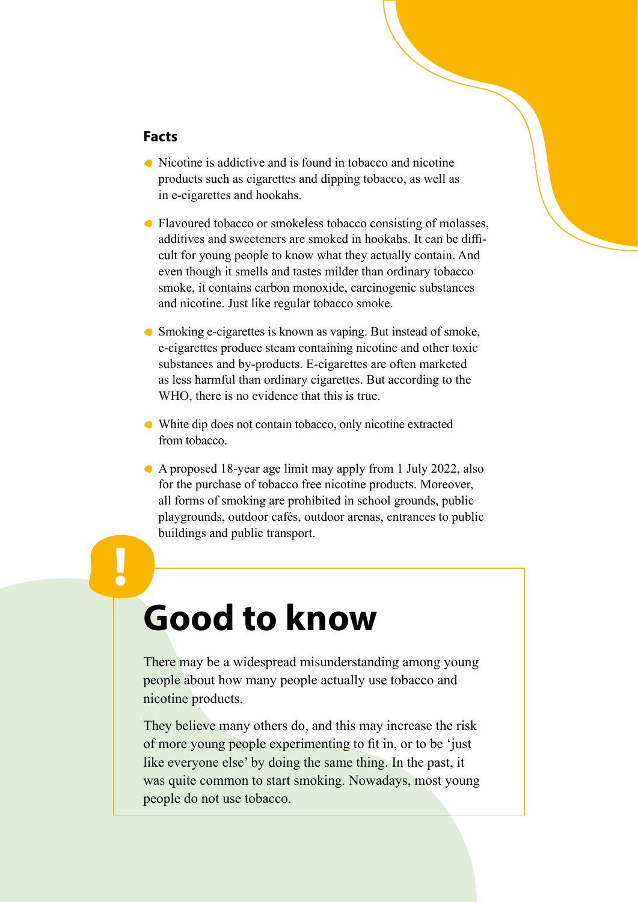## Facts

- Nicotine is addictive and is found in tobacco and nicotine products such as cigarettes and dipping tobacco, as well as in e-cigarettes and hookahs.
- Flavoured tobacco or smokeless tobacco consisting of molasses, additives and sweeteners are smoked in hookahs. It can be difficult for young people to know what they actually contain. And even though it smells and tastes milder than ordinary tobacco smoke, it contains carbon monoxide, carcinogenic substances and nicotine. Just like regular tobacco smoke.
- Smoking e-cigarettes is known as vaping. But instead of smoke, e-cigarettes produce steam containing nicotine and other toxic substances and by-products. E-cigarettes are often marketed as less harmful than ordinary cigarettes. But according to the WHO, there is no evidence that this is true.
- White dip does not contain tobacco, only nicotine extracted from tobacco.
- A proposed 18-year age limit may apply from 1 July 2022, also for the purchase of tobacco free nicotine products. Moreover, all forms of smoking are prohibited in school grounds, public playgrounds, outdoor cafés, outdoor arenas, entrances to public buildings and public transport.

# Good to know

There may be a widespread misunderstanding among young people about how many people actually use tobacco and nicotine products.

They believe many others do, and this may increase the risk of more young people experimenting to fit in, or to be 'just like everyone else' by doing the same thing. In the past, it was quite common to start smoking. Nowadays, most young people do not use tobacco.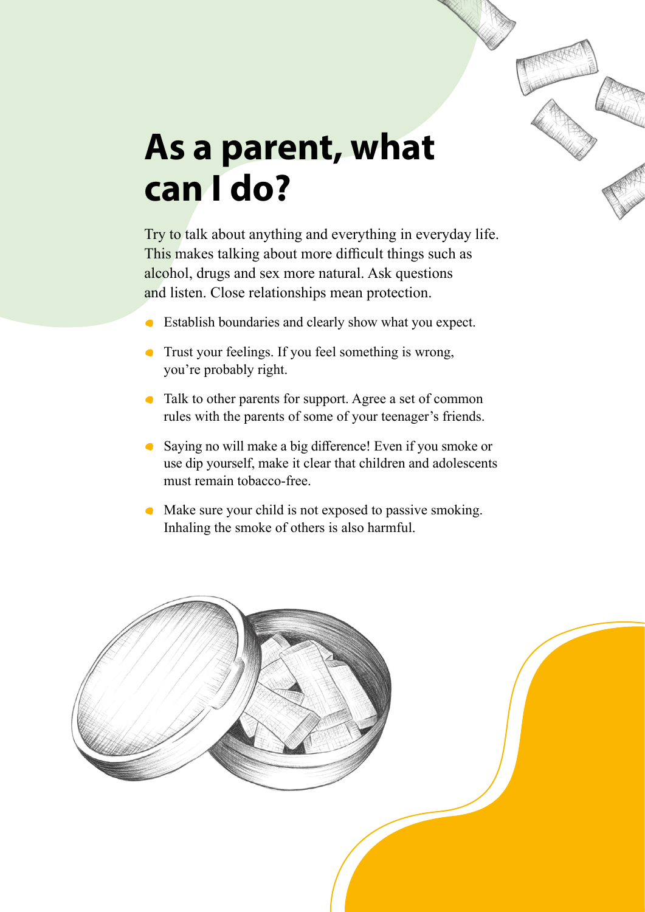# As a parent, what can I do?

Try to talk about anything and everything in everyday life. This makes talking about more difficult things such as alcohol, drugs and sex more natural. Ask questions and listen. Close relationships mean protection.

- Establish boundaries and clearly show what you expect.
- Trust your feelings. If you feel something is wrong, you're probably right.
- Talk to other parents for support. Agree a set of common rules with the parents of some of your teenager's friends.
- Saying no will make a big difference! Even if you smoke or use dip yourself, make it clear that children and adolescents must remain tobacco-free.
- Make sure your child is not exposed to passive smoking. Inhaling the smoke of others is also harmful.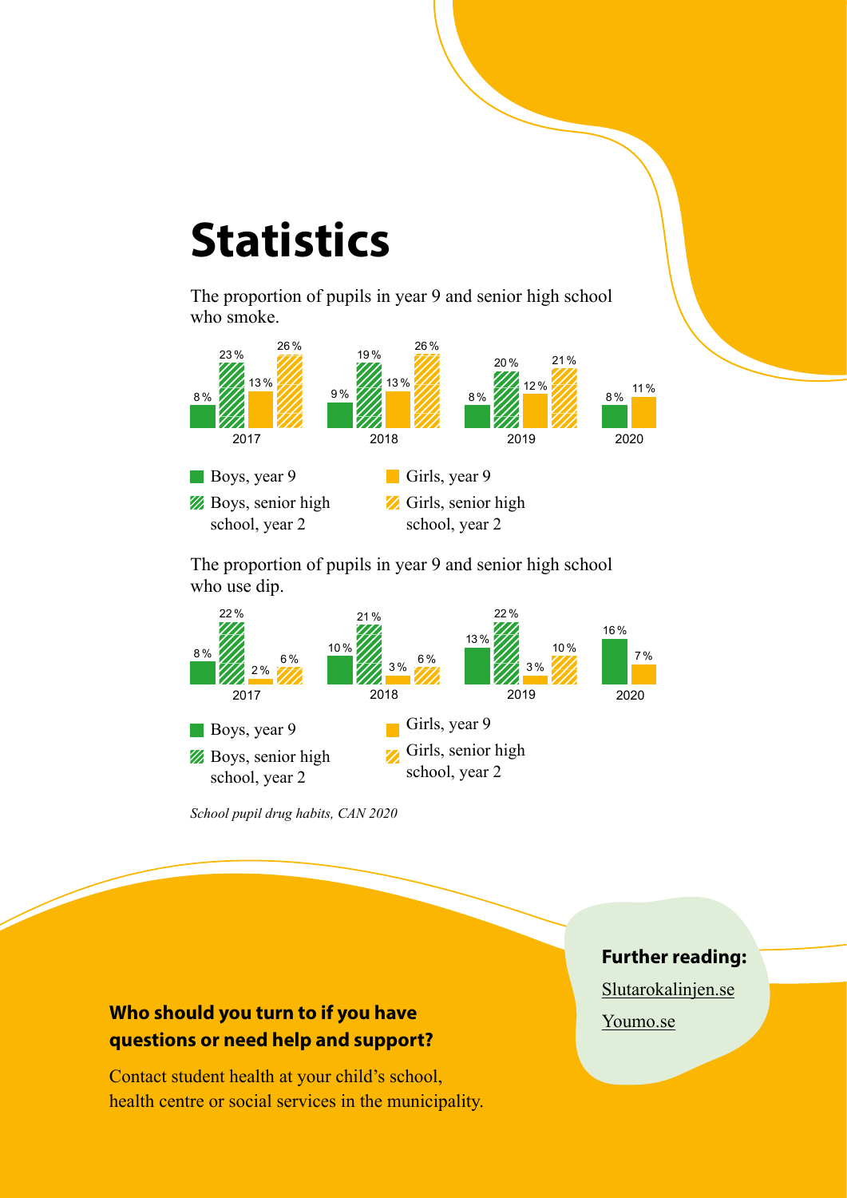# Statistics

The proportion of pupils in year 9 and senior high school who smoke.

8 % 23 % 13 % 26 %
2017

9 % 19 % 13 % 26 %
2018

8 % 20 % 12 % 21 %
2019

8 % 11 %
2020

Boys, year 9
Boys, senior high school, year 2
Girls, year 9
Girls, senior high school, year 2

The proportion of pupils in year 9 and senior high school who use dip.

8 % 22 % 2 % 6 %
2017

10 % 21 % 3 % 6 %
2018

13 % 22 % 3 % 10 %
2019

16 % 7 %
2020

Boys, year 9
Boys, senior high school, year 2
Girls, year 9
Girls, senior high school, year 2

*School pupil drug habits, CAN 2020*

**Who should you turn to if you have questions or need help and support?**

Contact student health at your child's school, health centre or social services in the municipality.

**Further reading:**

Slutarokalinjen.se

Youmo.se